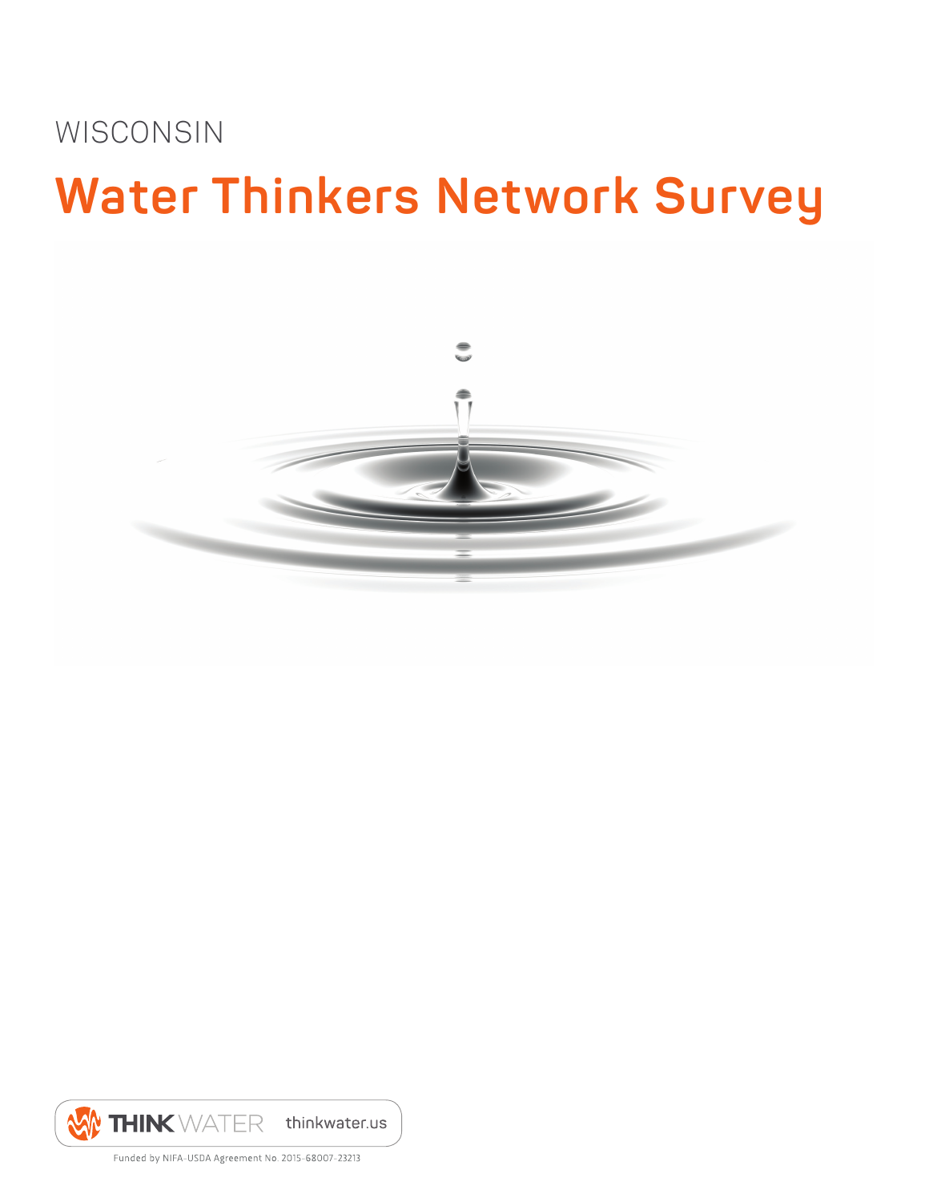WISCONSIN

# Water Thinkers Network Survey

THINK WATER thinkwater.us

Funded by NIFA-USDA Agreement No. 2015-68007-23213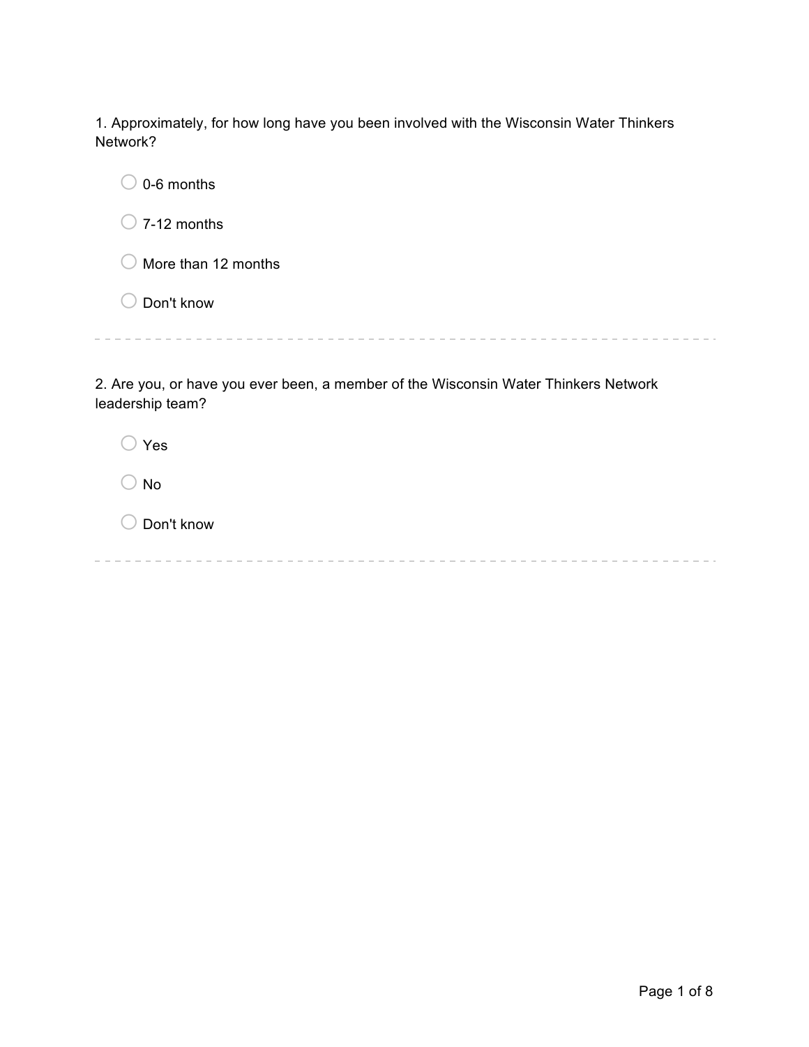1. Approximately, for how long have you been involved with the Wisconsin Water Thinkers Network?

- ◯ 0-6 months
- ◯ 7-12 months
- ◯ More than 12 months
- ◯ Don't know

---

2. Are you, or have you ever been, a member of the Wisconsin Water Thinkers Network leadership team?

- ◯ Yes
- ◯ No
- ◯ Don't know

---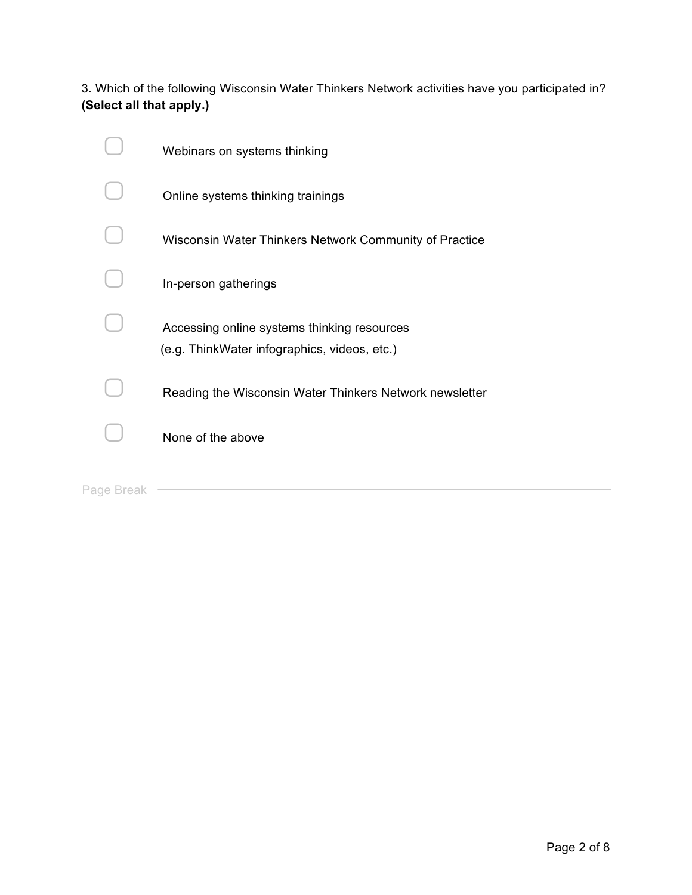3. Which of the following Wisconsin Water Thinkers Network activities have you participated in? **(Select all that apply.)**

- [ ] Webinars on systems thinking
- [ ] Online systems thinking trainings
- [ ] Wisconsin Water Thinkers Network Community of Practice
- [ ] In-person gatherings
- [ ] Accessing online systems thinking resources (e.g. ThinkWater infographics, videos, etc.)
- [ ] Reading the Wisconsin Water Thinkers Network newsletter
- [ ] None of the above

Page Break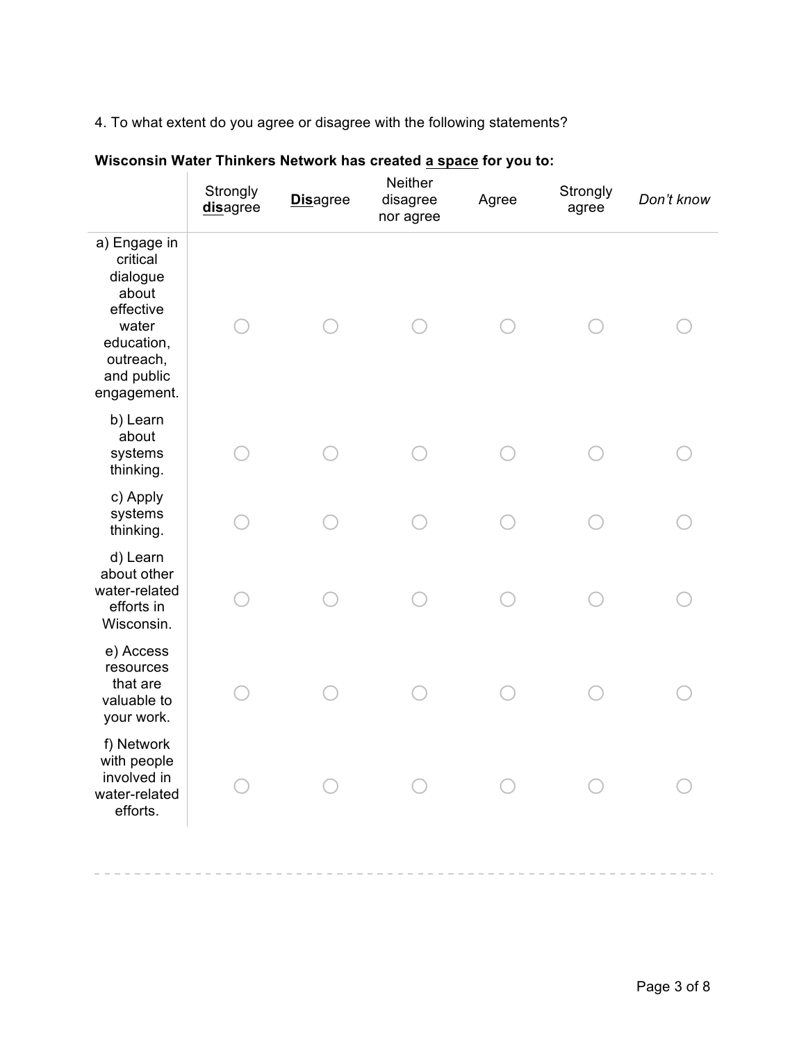4. To what extent do you agree or disagree with the following statements?

**Wisconsin Water Thinkers Network has created <u>a space</u> for you to:**

| | Strongly **<u>dis</u>**agree | **<u>Dis</u>**agree | Neither disagree nor agree | Agree | Strongly agree | *Don't know* |
|---|---|---|---|---|---|---|
| a) Engage in critical dialogue about effective water education, outreach, and public engagement. | ○ | ○ | ○ | ○ | ○ | ○ |
| b) Learn about systems thinking. | ○ | ○ | ○ | ○ | ○ | ○ |
| c) Apply systems thinking. | ○ | ○ | ○ | ○ | ○ | ○ |
| d) Learn about other water-related efforts in Wisconsin. | ○ | ○ | ○ | ○ | ○ | ○ |
| e) Access resources that are valuable to your work. | ○ | ○ | ○ | ○ | ○ | ○ |
| f) Network with people involved in water-related efforts. | ○ | ○ | ○ | ○ | ○ | ○ |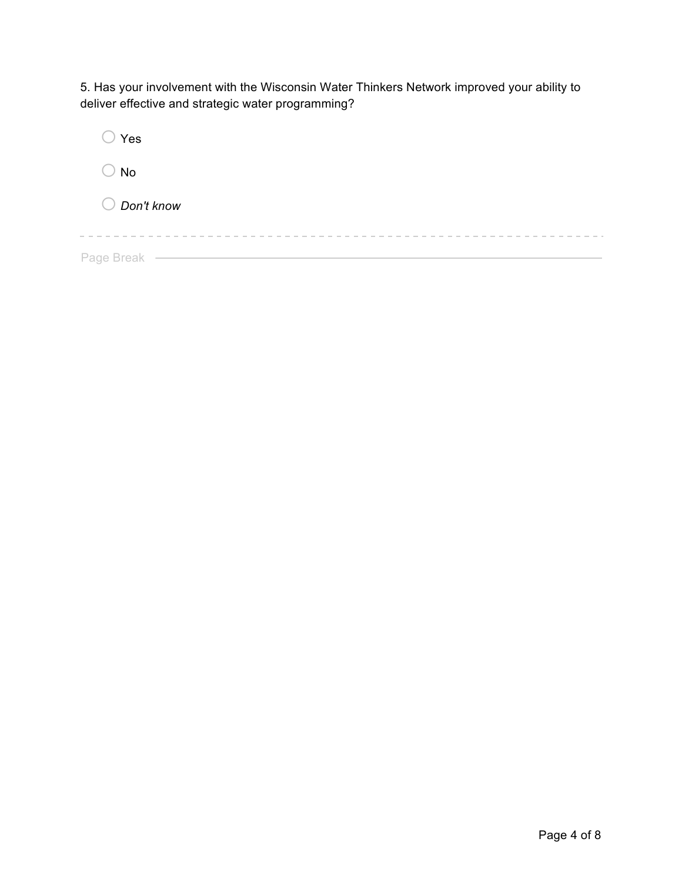5. Has your involvement with the Wisconsin Water Thinkers Network improved your ability to deliver effective and strategic water programming?

- ○ Yes
- ○ No
- ○ *Don't know*

Page Break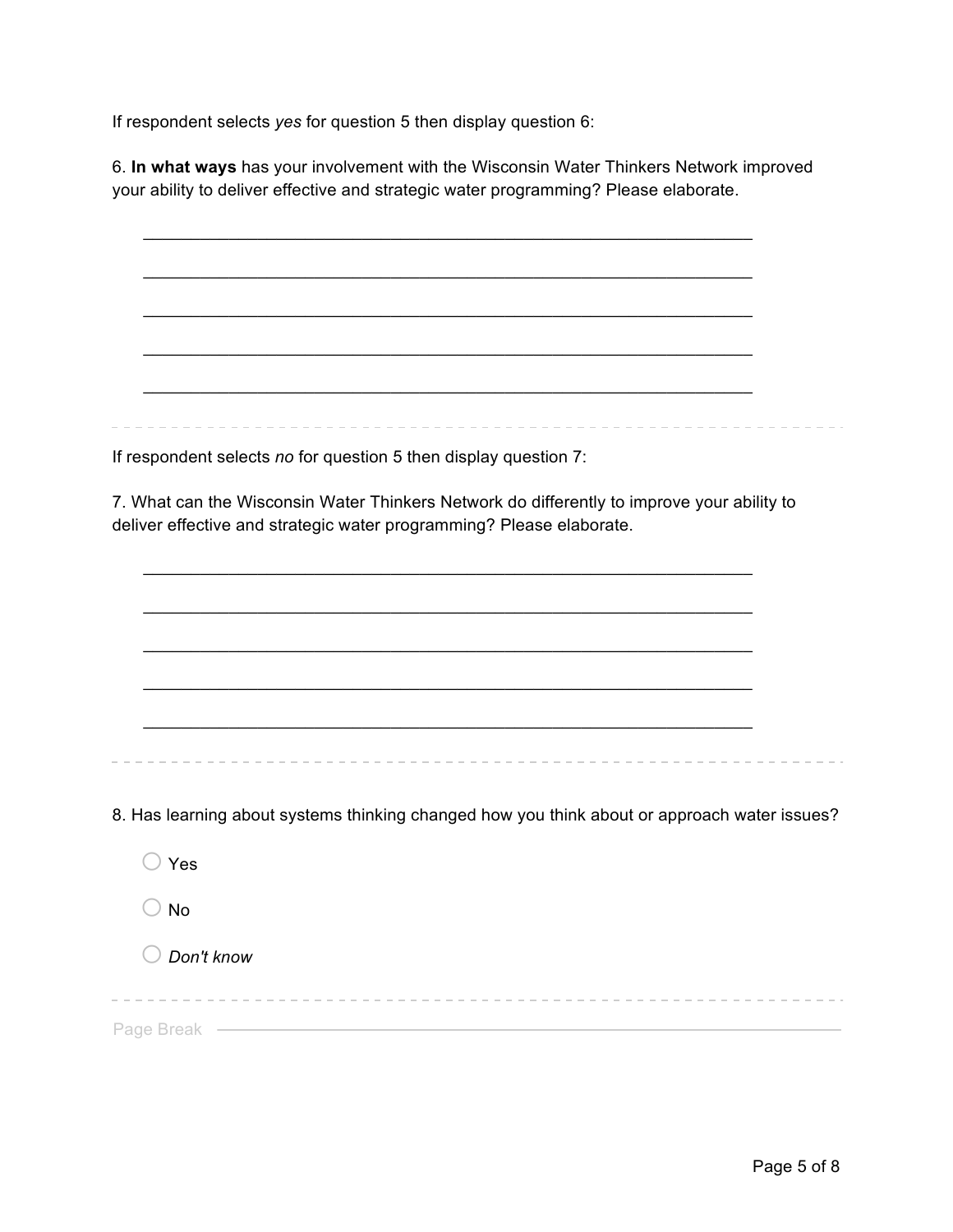If respondent selects *yes* for question 5 then display question 6:

6. **In what ways** has your involvement with the Wisconsin Water Thinkers Network improved your ability to deliver effective and strategic water programming? Please elaborate.

________________________________________________________________

________________________________________________________________

________________________________________________________________

________________________________________________________________

________________________________________________________________

---

If respondent selects *no* for question 5 then display question 7:

7. What can the Wisconsin Water Thinkers Network do differently to improve your ability to deliver effective and strategic water programming? Please elaborate.

________________________________________________________________

________________________________________________________________

________________________________________________________________

________________________________________________________________

________________________________________________________________

---

8. Has learning about systems thinking changed how you think about or approach water issues?

○ Yes

○ No

○ *Don't know*

---

Page Break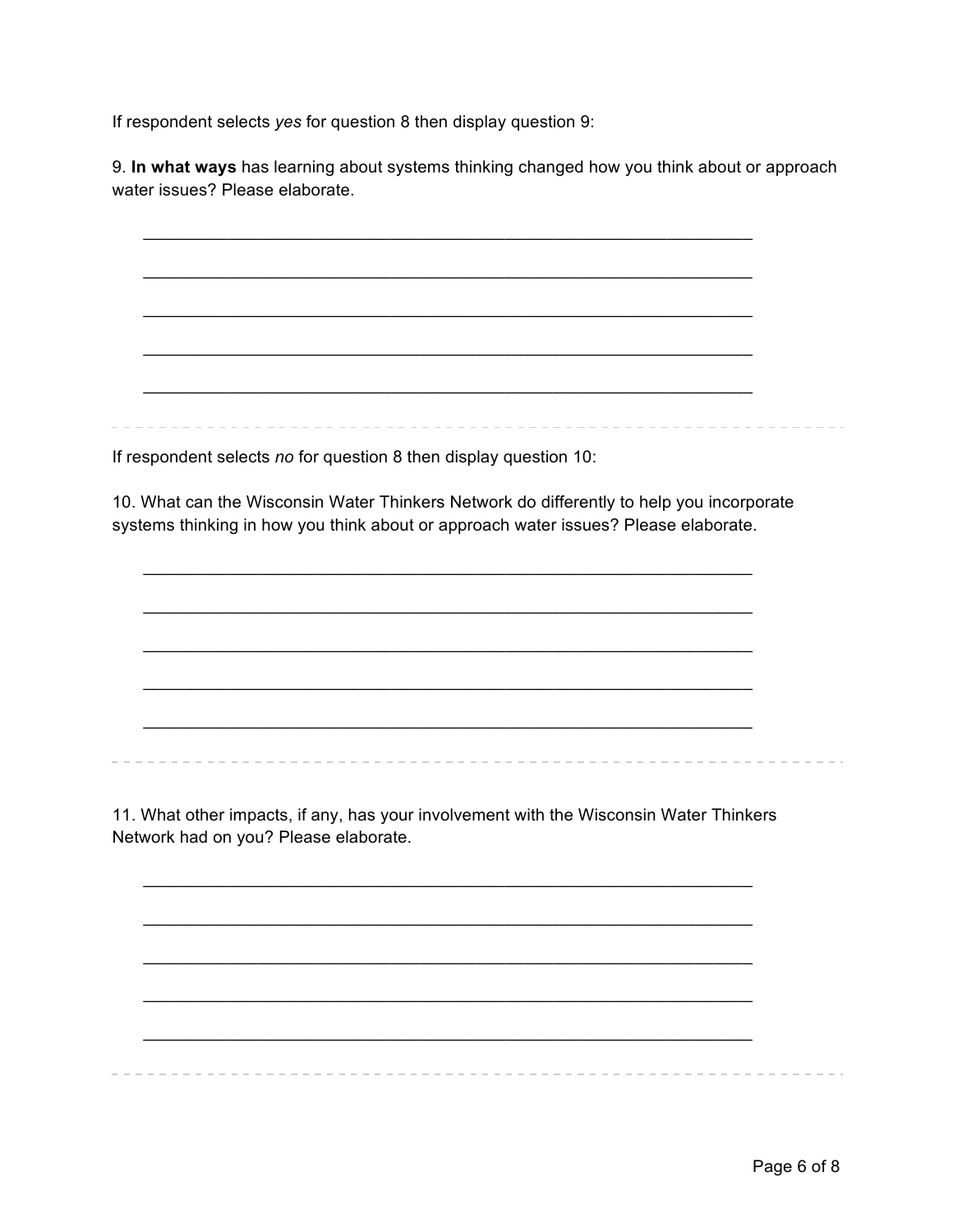If respondent selects *yes* for question 8 then display question 9:

9. **In what ways** has learning about systems thinking changed how you think about or approach water issues? Please elaborate.

_______________________________________________________________

_______________________________________________________________

_______________________________________________________________

_______________________________________________________________

_______________________________________________________________

---

If respondent selects *no* for question 8 then display question 10:

10. What can the Wisconsin Water Thinkers Network do differently to help you incorporate systems thinking in how you think about or approach water issues? Please elaborate.

_______________________________________________________________

_______________________________________________________________

_______________________________________________________________

_______________________________________________________________

_______________________________________________________________

---

11. What other impacts, if any, has your involvement with the Wisconsin Water Thinkers Network had on you? Please elaborate.

_______________________________________________________________

_______________________________________________________________

_______________________________________________________________

_______________________________________________________________

_______________________________________________________________

---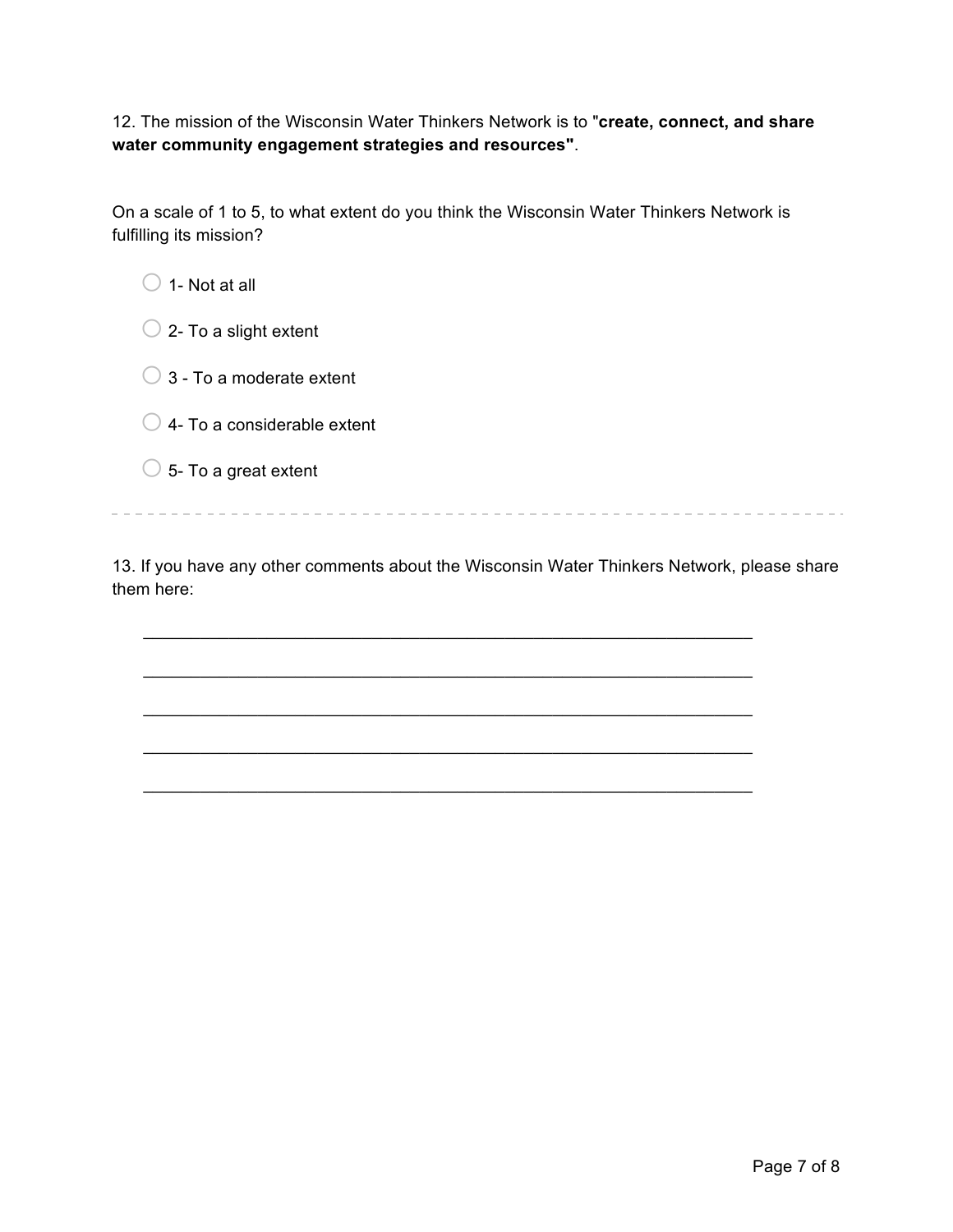12. The mission of the Wisconsin Water Thinkers Network is to "**create, connect, and share water community engagement strategies and resources"**.

On a scale of 1 to 5, to what extent do you think the Wisconsin Water Thinkers Network is fulfilling its mission?

- ○ 1- Not at all
- ○ 2- To a slight extent
- ○ 3 - To a moderate extent
- ○ 4- To a considerable extent
- ○ 5- To a great extent

---

13. If you have any other comments about the Wisconsin Water Thinkers Network, please share them here:

____________________________________________________________

____________________________________________________________

____________________________________________________________

____________________________________________________________

____________________________________________________________